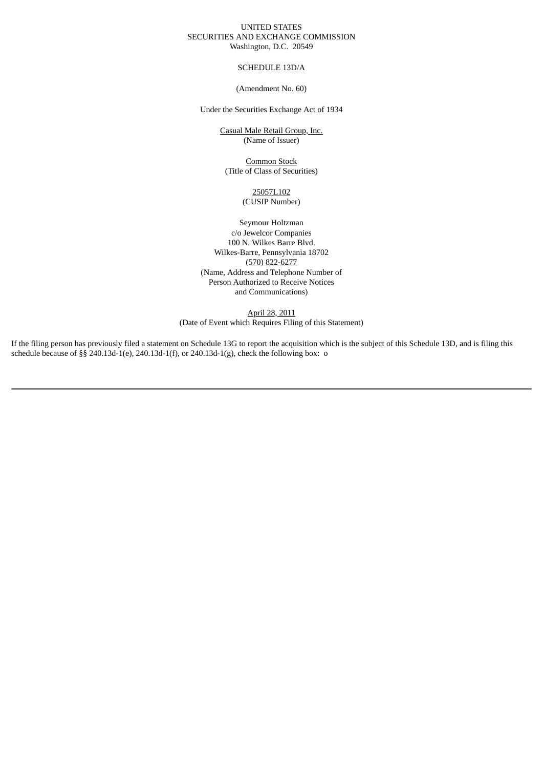UNITED STATES
SECURITIES AND EXCHANGE COMMISSION
Washington, D.C. 20549

SCHEDULE 13D/A

(Amendment No. 60)

Under the Securities Exchange Act of 1934

Casual Male Retail Group, Inc.
(Name of Issuer)

Common Stock
(Title of Class of Securities)

25057L102
(CUSIP Number)

Seymour Holtzman
c/o Jewelcor Companies
100 N. Wilkes Barre Blvd.
Wilkes-Barre, Pennsylvania 18702
(570) 822-6277
(Name, Address and Telephone Number of
Person Authorized to Receive Notices
and Communications)

April 28, 2011
(Date of Event which Requires Filing of this Statement)

If the filing person has previously filed a statement on Schedule 13G to report the acquisition which is the subject of this Schedule 13D, and is filing this schedule because of §§ 240.13d-1(e), 240.13d-1(f), or 240.13d-1(g), check the following box: o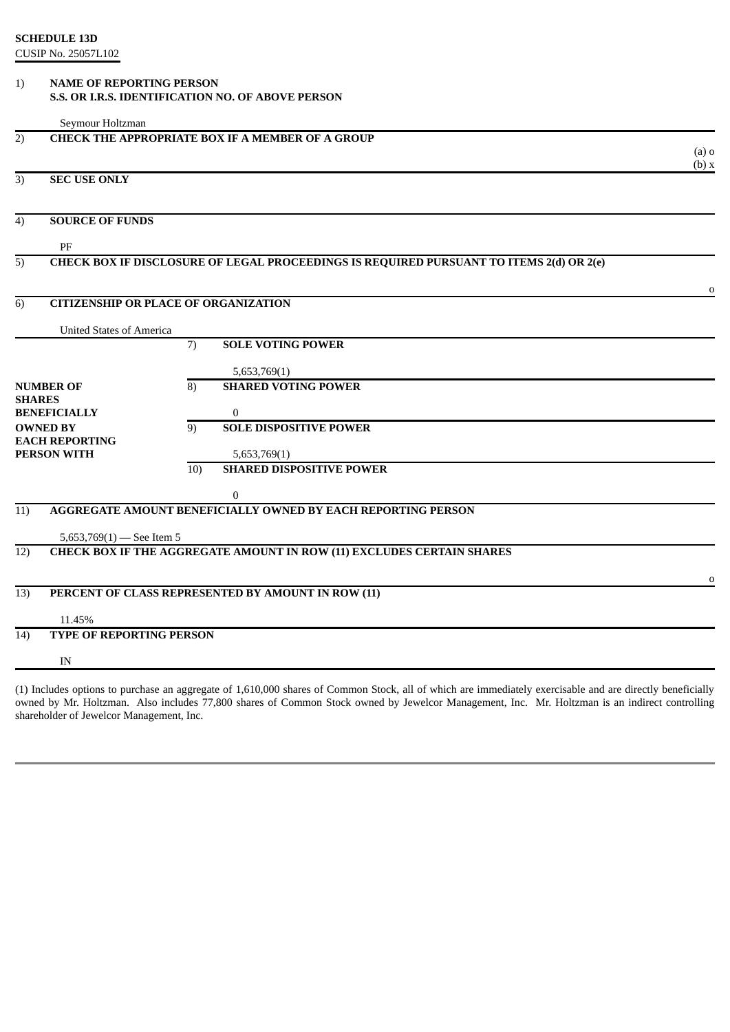**SCHEDULE 13D**
CUSIP No. 25057L102

| | | | |
|---|---|---|---|
| 1) | **NAME OF REPORTING PERSON**<br>**S.S. OR I.R.S. IDENTIFICATION NO. OF ABOVE PERSON**<br><br>Seymour Holtzman | | |
| 2) | **CHECK THE APPROPRIATE BOX IF A MEMBER OF A GROUP** | | (a) o<br>(b) x |
| 3) | **SEC USE ONLY** | | |
| 4) | **SOURCE OF FUNDS**<br><br>PF | | |
| 5) | **CHECK BOX IF DISCLOSURE OF LEGAL PROCEEDINGS IS REQUIRED PURSUANT TO ITEMS 2(d) OR 2(e)** | | o |
| 6) | **CITIZENSHIP OR PLACE OF ORGANIZATION**<br><br>United States of America | | |
| **NUMBER OF SHARES BENEFICIALLY OWNED BY EACH REPORTING PERSON WITH** | 7) | **SOLE VOTING POWER**<br><br>5,653,769(1) | |
| | 8) | **SHARED VOTING POWER**<br><br>0 | |
| | 9) | **SOLE DISPOSITIVE POWER**<br><br>5,653,769(1) | |
| | 10) | **SHARED DISPOSITIVE POWER**<br><br>0 | |
| 11) | **AGGREGATE AMOUNT BENEFICIALLY OWNED BY EACH REPORTING PERSON**<br><br>5,653,769(1) — See Item 5 | | |
| 12) | **CHECK BOX IF THE AGGREGATE AMOUNT IN ROW (11) EXCLUDES CERTAIN SHARES** | | o |
| 13) | **PERCENT OF CLASS REPRESENTED BY AMOUNT IN ROW (11)**<br><br>11.45% | | |
| 14) | **TYPE OF REPORTING PERSON**<br><br>IN | | |

(1) Includes options to purchase an aggregate of 1,610,000 shares of Common Stock, all of which are immediately exercisable and are directly beneficially owned by Mr. Holtzman. Also includes 77,800 shares of Common Stock owned by Jewelcor Management, Inc. Mr. Holtzman is an indirect controlling shareholder of Jewelcor Management, Inc.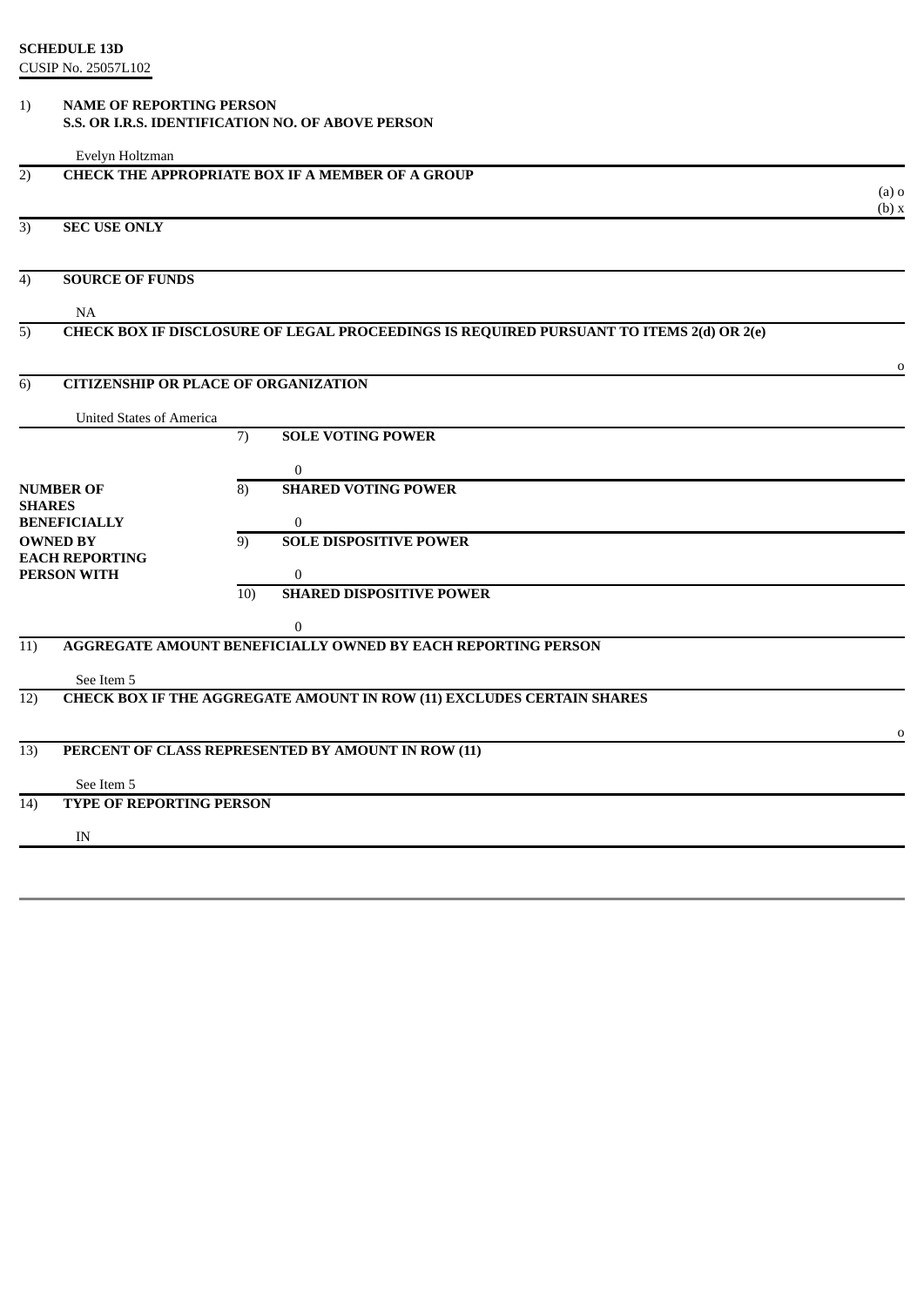**SCHEDULE 13D**
CUSIP No. 25057L102

| | | | |
|---|---|---|---|
| 1) | **NAME OF REPORTING PERSON**<br>**S.S. OR I.R.S. IDENTIFICATION NO. OF ABOVE PERSON**<br><br>Evelyn Holtzman | | |
| 2) | **CHECK THE APPROPRIATE BOX IF A MEMBER OF A GROUP** | | (a) o<br>(b) x |
| 3) | **SEC USE ONLY** | | |
| 4) | **SOURCE OF FUNDS**<br><br>NA | | |
| 5) | **CHECK BOX IF DISCLOSURE OF LEGAL PROCEEDINGS IS REQUIRED PURSUANT TO ITEMS 2(d) OR 2(e)** | | o |
| 6) | **CITIZENSHIP OR PLACE OF ORGANIZATION**<br><br>United States of America | | |
| **NUMBER OF SHARES BENEFICIALLY OWNED BY EACH REPORTING PERSON WITH** | 7) | **SOLE VOTING POWER**<br><br>0 | |
| | 8) | **SHARED VOTING POWER**<br><br>0 | |
| | 9) | **SOLE DISPOSITIVE POWER**<br><br>0 | |
| | 10) | **SHARED DISPOSITIVE POWER**<br><br>0 | |
| 11) | **AGGREGATE AMOUNT BENEFICIALLY OWNED BY EACH REPORTING PERSON**<br><br>See Item 5 | | |
| 12) | **CHECK BOX IF THE AGGREGATE AMOUNT IN ROW (11) EXCLUDES CERTAIN SHARES** | | o |
| 13) | **PERCENT OF CLASS REPRESENTED BY AMOUNT IN ROW (11)**<br><br>See Item 5 | | |
| 14) | **TYPE OF REPORTING PERSON**<br><br>IN | | |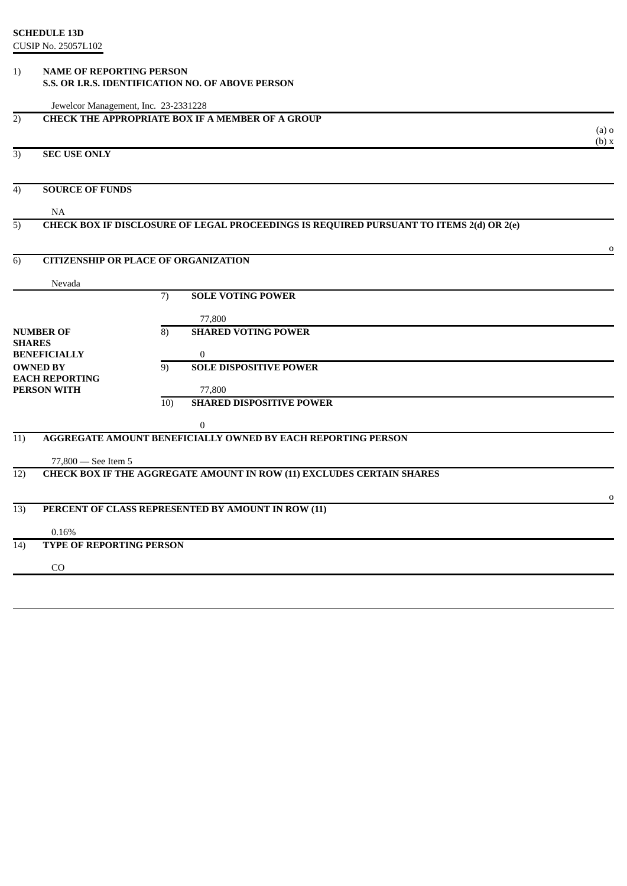**SCHEDULE 13D**
CUSIP No. 25057L102

| | | |
|---|---|---|
| 1) | **NAME OF REPORTING PERSON** **S.S. OR I.R.S. IDENTIFICATION NO. OF ABOVE PERSON** Jewelcor Management, Inc. 23-2331228 | |
| 2) | **CHECK THE APPROPRIATE BOX IF A MEMBER OF A GROUP** | (a) o (b) x |
| 3) | **SEC USE ONLY** | |
| 4) | **SOURCE OF FUNDS** NA | |
| 5) | **CHECK BOX IF DISCLOSURE OF LEGAL PROCEEDINGS IS REQUIRED PURSUANT TO ITEMS 2(d) OR 2(e)** | o |
| 6) | **CITIZENSHIP OR PLACE OF ORGANIZATION** Nevada | |

| **NUMBER OF SHARES BENEFICIALLY OWNED BY EACH REPORTING PERSON WITH** | | |
|---|---|---|
| | 7) | **SOLE VOTING POWER** 77,800 |
| | 8) | **SHARED VOTING POWER** 0 |
| | 9) | **SOLE DISPOSITIVE POWER** 77,800 |
| | 10) | **SHARED DISPOSITIVE POWER** 0 |

| | | |
|---|---|---|
| 11) | **AGGREGATE AMOUNT BENEFICIALLY OWNED BY EACH REPORTING PERSON** 77,800 — See Item 5 | |
| 12) | **CHECK BOX IF THE AGGREGATE AMOUNT IN ROW (11) EXCLUDES CERTAIN SHARES** | o |
| 13) | **PERCENT OF CLASS REPRESENTED BY AMOUNT IN ROW (11)** 0.16% | |
| 14) | **TYPE OF REPORTING PERSON** CO | |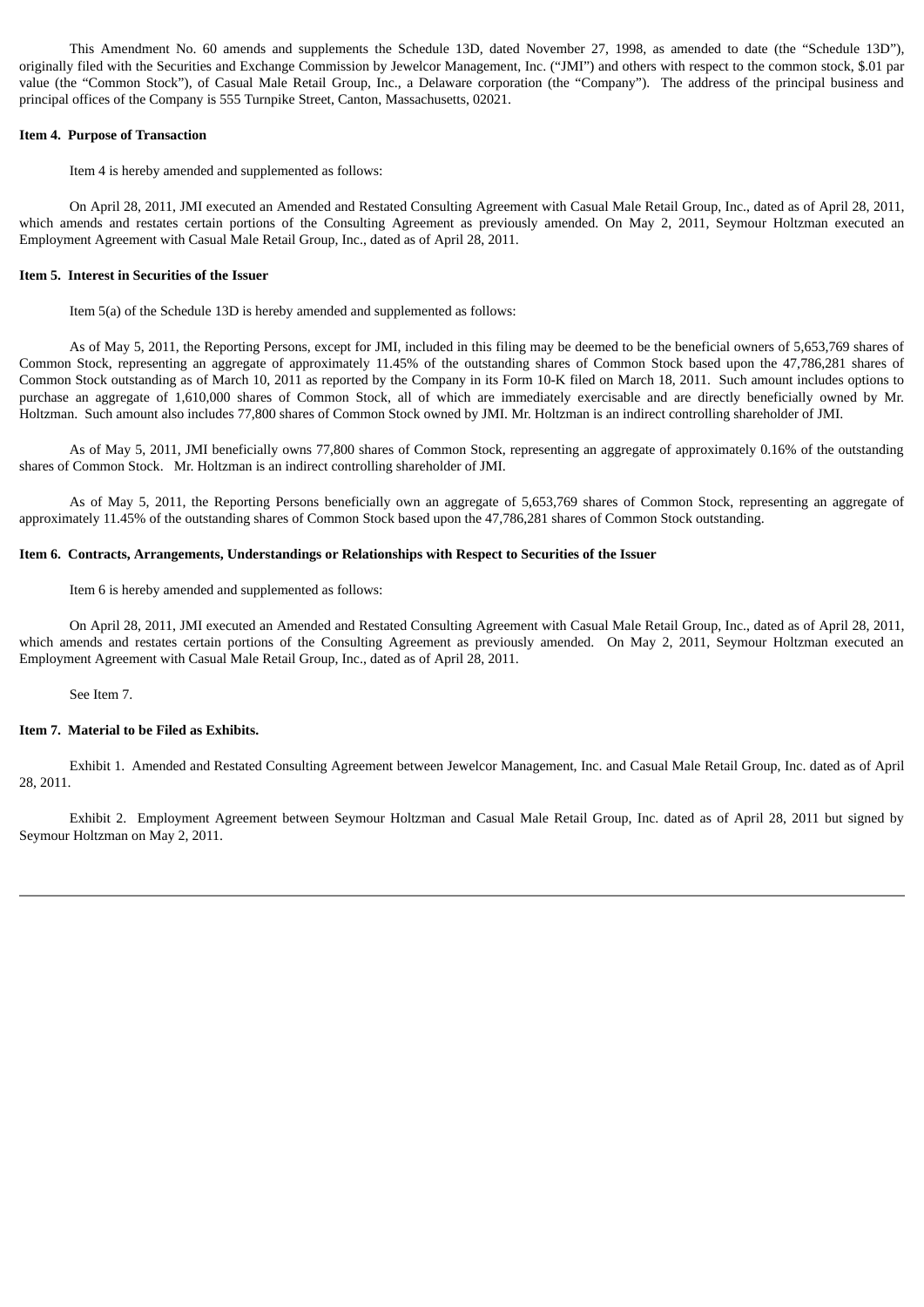This Amendment No. 60 amends and supplements the Schedule 13D, dated November 27, 1998, as amended to date (the "Schedule 13D"), originally filed with the Securities and Exchange Commission by Jewelcor Management, Inc. ("JMI") and others with respect to the common stock, $.01 par value (the "Common Stock"), of Casual Male Retail Group, Inc., a Delaware corporation (the "Company"). The address of the principal business and principal offices of the Company is 555 Turnpike Street, Canton, Massachusetts, 02021.

**Item 4. Purpose of Transaction**

Item 4 is hereby amended and supplemented as follows:

On April 28, 2011, JMI executed an Amended and Restated Consulting Agreement with Casual Male Retail Group, Inc., dated as of April 28, 2011, which amends and restates certain portions of the Consulting Agreement as previously amended. On May 2, 2011, Seymour Holtzman executed an Employment Agreement with Casual Male Retail Group, Inc., dated as of April 28, 2011.

**Item 5. Interest in Securities of the Issuer**

Item 5(a) of the Schedule 13D is hereby amended and supplemented as follows:

As of May 5, 2011, the Reporting Persons, except for JMI, included in this filing may be deemed to be the beneficial owners of 5,653,769 shares of Common Stock, representing an aggregate of approximately 11.45% of the outstanding shares of Common Stock based upon the 47,786,281 shares of Common Stock outstanding as of March 10, 2011 as reported by the Company in its Form 10-K filed on March 18, 2011. Such amount includes options to purchase an aggregate of 1,610,000 shares of Common Stock, all of which are immediately exercisable and are directly beneficially owned by Mr. Holtzman. Such amount also includes 77,800 shares of Common Stock owned by JMI. Mr. Holtzman is an indirect controlling shareholder of JMI.

As of May 5, 2011, JMI beneficially owns 77,800 shares of Common Stock, representing an aggregate of approximately 0.16% of the outstanding shares of Common Stock. Mr. Holtzman is an indirect controlling shareholder of JMI.

As of May 5, 2011, the Reporting Persons beneficially own an aggregate of 5,653,769 shares of Common Stock, representing an aggregate of approximately 11.45% of the outstanding shares of Common Stock based upon the 47,786,281 shares of Common Stock outstanding.

**Item 6. Contracts, Arrangements, Understandings or Relationships with Respect to Securities of the Issuer**

Item 6 is hereby amended and supplemented as follows:

On April 28, 2011, JMI executed an Amended and Restated Consulting Agreement with Casual Male Retail Group, Inc., dated as of April 28, 2011, which amends and restates certain portions of the Consulting Agreement as previously amended. On May 2, 2011, Seymour Holtzman executed an Employment Agreement with Casual Male Retail Group, Inc., dated as of April 28, 2011.

See Item 7.

**Item 7. Material to be Filed as Exhibits.**

Exhibit 1. Amended and Restated Consulting Agreement between Jewelcor Management, Inc. and Casual Male Retail Group, Inc. dated as of April 28, 2011.

Exhibit 2. Employment Agreement between Seymour Holtzman and Casual Male Retail Group, Inc. dated as of April 28, 2011 but signed by Seymour Holtzman on May 2, 2011.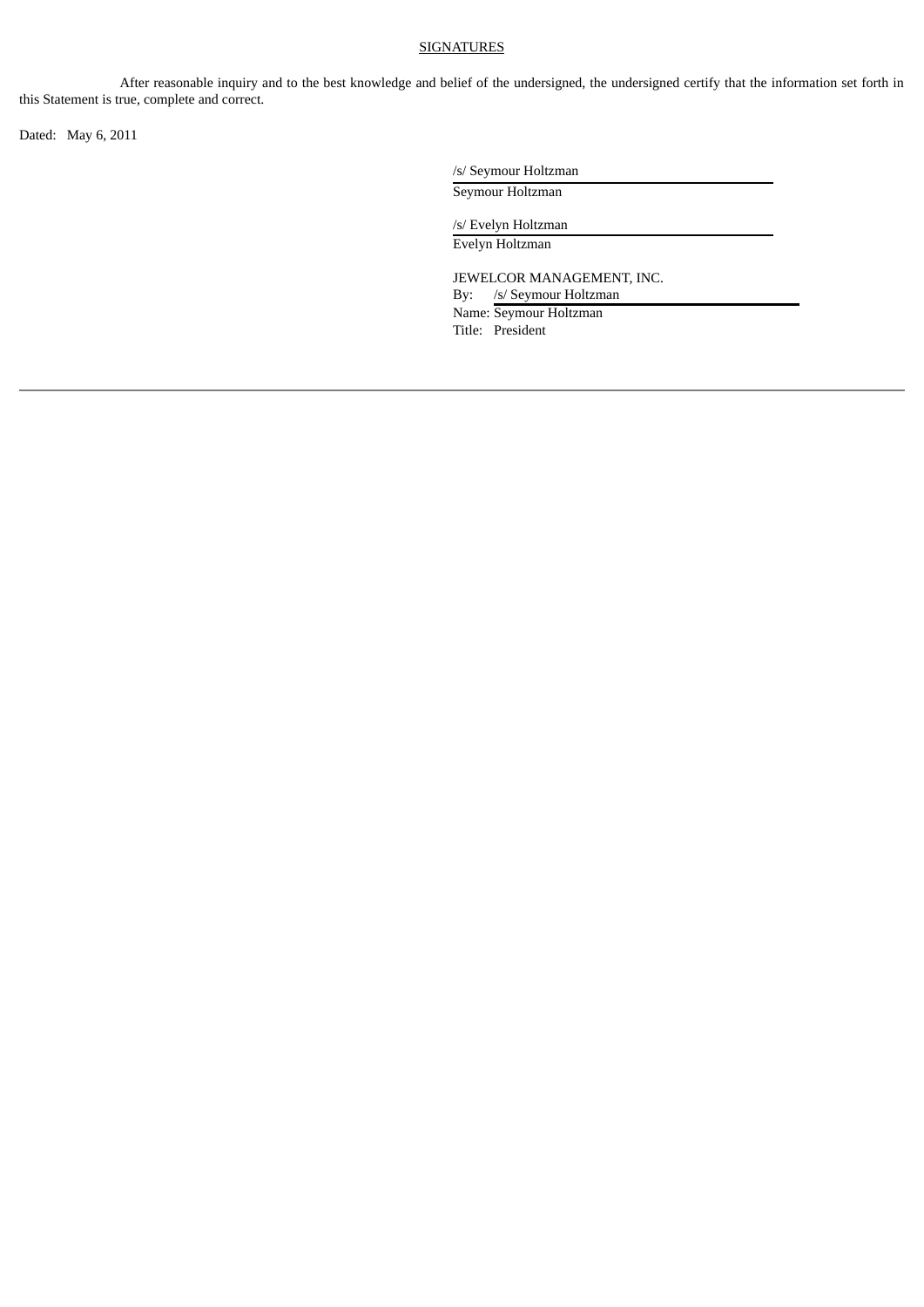## SIGNATURES

After reasonable inquiry and to the best knowledge and belief of the undersigned, the undersigned certify that the information set forth in this Statement is true, complete and correct.

Dated: May 6, 2011

/s/ Seymour Holtzman
Seymour Holtzman

/s/ Evelyn Holtzman
Evelyn Holtzman

JEWELCOR MANAGEMENT, INC.
By: /s/ Seymour Holtzman
Name: Seymour Holtzman
Title: President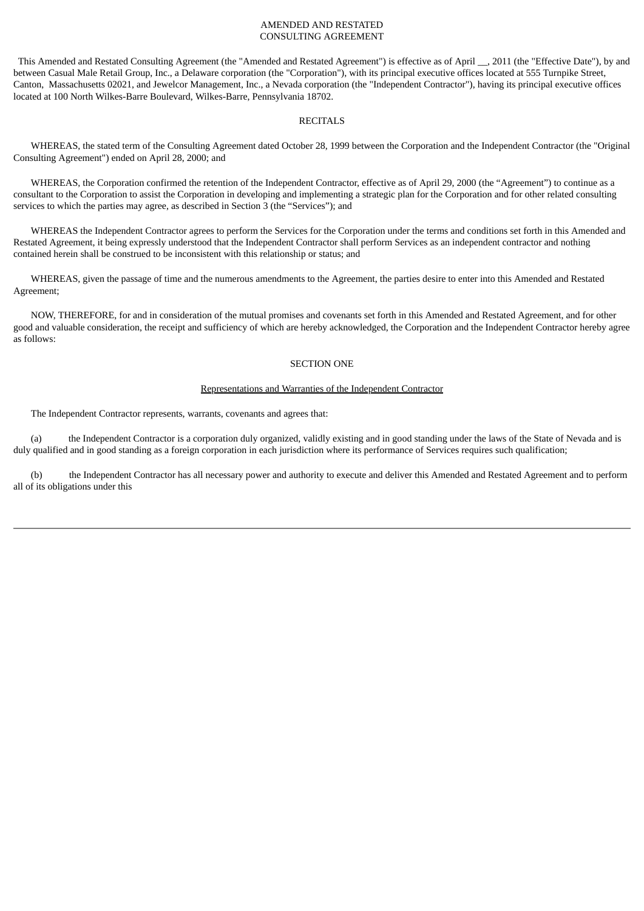AMENDED AND RESTATED
CONSULTING AGREEMENT

This Amended and Restated Consulting Agreement (the "Amended and Restated Agreement") is effective as of April __, 2011 (the "Effective Date"), by and between Casual Male Retail Group, Inc., a Delaware corporation (the "Corporation"), with its principal executive offices located at 555 Turnpike Street, Canton, Massachusetts 02021, and Jewelcor Management, Inc., a Nevada corporation (the "Independent Contractor"), having its principal executive offices located at 100 North Wilkes-Barre Boulevard, Wilkes-Barre, Pennsylvania 18702.

RECITALS

WHEREAS, the stated term of the Consulting Agreement dated October 28, 1999 between the Corporation and the Independent Contractor (the "Original Consulting Agreement") ended on April 28, 2000; and

WHEREAS, the Corporation confirmed the retention of the Independent Contractor, effective as of April 29, 2000 (the "Agreement") to continue as a consultant to the Corporation to assist the Corporation in developing and implementing a strategic plan for the Corporation and for other related consulting services to which the parties may agree, as described in Section 3 (the "Services"); and

WHEREAS the Independent Contractor agrees to perform the Services for the Corporation under the terms and conditions set forth in this Amended and Restated Agreement, it being expressly understood that the Independent Contractor shall perform Services as an independent contractor and nothing contained herein shall be construed to be inconsistent with this relationship or status; and

WHEREAS, given the passage of time and the numerous amendments to the Agreement, the parties desire to enter into this Amended and Restated Agreement;

NOW, THEREFORE, for and in consideration of the mutual promises and covenants set forth in this Amended and Restated Agreement, and for other good and valuable consideration, the receipt and sufficiency of which are hereby acknowledged, the Corporation and the Independent Contractor hereby agree as follows:

SECTION ONE

Representations and Warranties of the Independent Contractor

The Independent Contractor represents, warrants, covenants and agrees that:

(a) the Independent Contractor is a corporation duly organized, validly existing and in good standing under the laws of the State of Nevada and is duly qualified and in good standing as a foreign corporation in each jurisdiction where its performance of Services requires such qualification;

(b) the Independent Contractor has all necessary power and authority to execute and deliver this Amended and Restated Agreement and to perform all of its obligations under this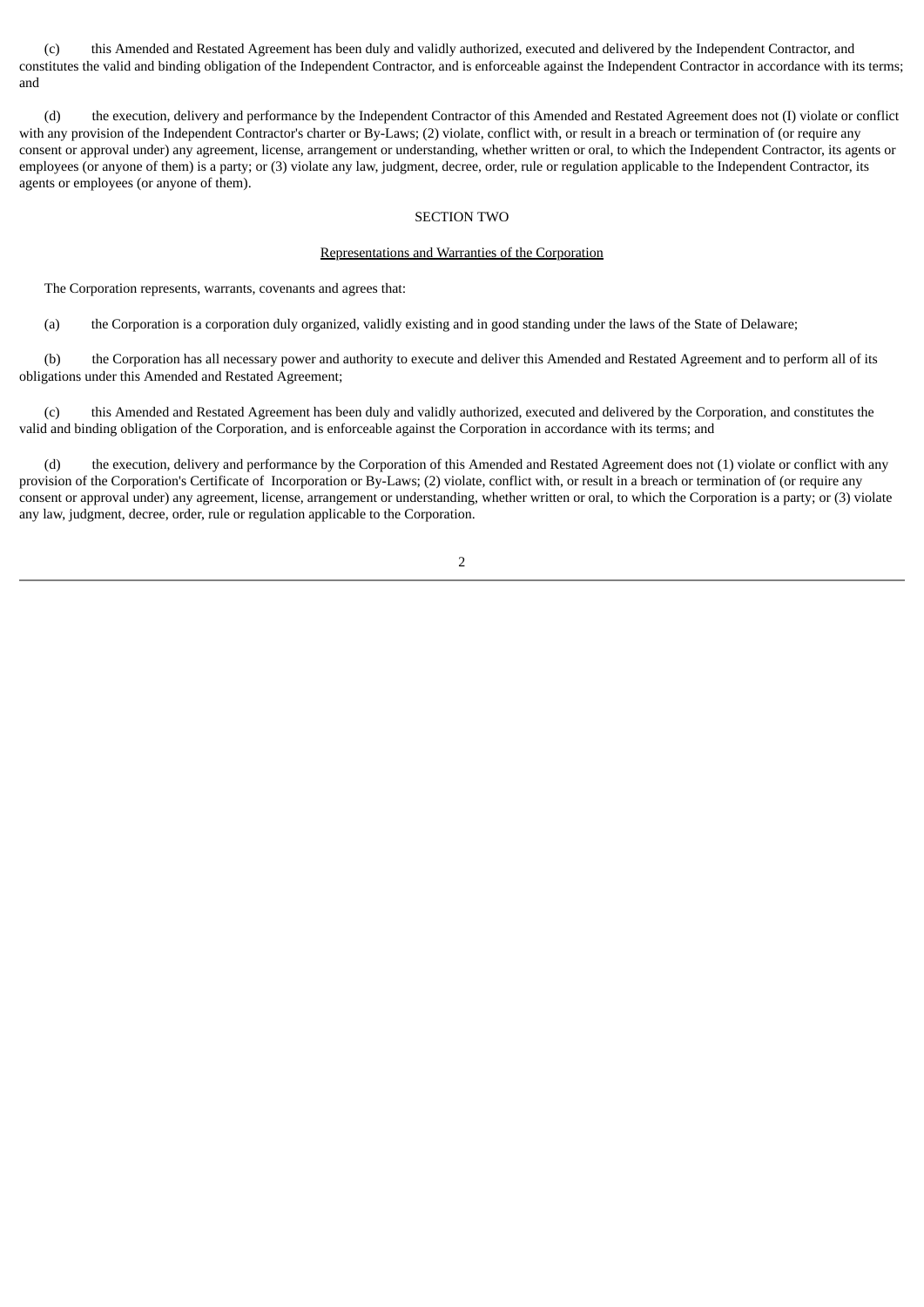(c) this Amended and Restated Agreement has been duly and validly authorized, executed and delivered by the Independent Contractor, and constitutes the valid and binding obligation of the Independent Contractor, and is enforceable against the Independent Contractor in accordance with its terms; and

(d) the execution, delivery and performance by the Independent Contractor of this Amended and Restated Agreement does not (I) violate or conflict with any provision of the Independent Contractor's charter or By-Laws; (2) violate, conflict with, or result in a breach or termination of (or require any consent or approval under) any agreement, license, arrangement or understanding, whether written or oral, to which the Independent Contractor, its agents or employees (or anyone of them) is a party; or (3) violate any law, judgment, decree, order, rule or regulation applicable to the Independent Contractor, its agents or employees (or anyone of them).

SECTION TWO

Representations and Warranties of the Corporation

The Corporation represents, warrants, covenants and agrees that:

(a) the Corporation is a corporation duly organized, validly existing and in good standing under the laws of the State of Delaware;

(b) the Corporation has all necessary power and authority to execute and deliver this Amended and Restated Agreement and to perform all of its obligations under this Amended and Restated Agreement;

(c) this Amended and Restated Agreement has been duly and validly authorized, executed and delivered by the Corporation, and constitutes the valid and binding obligation of the Corporation, and is enforceable against the Corporation in accordance with its terms; and

(d) the execution, delivery and performance by the Corporation of this Amended and Restated Agreement does not (1) violate or conflict with any provision of the Corporation's Certificate of Incorporation or By-Laws; (2) violate, conflict with, or result in a breach or termination of (or require any consent or approval under) any agreement, license, arrangement or understanding, whether written or oral, to which the Corporation is a party; or (3) violate any law, judgment, decree, order, rule or regulation applicable to the Corporation.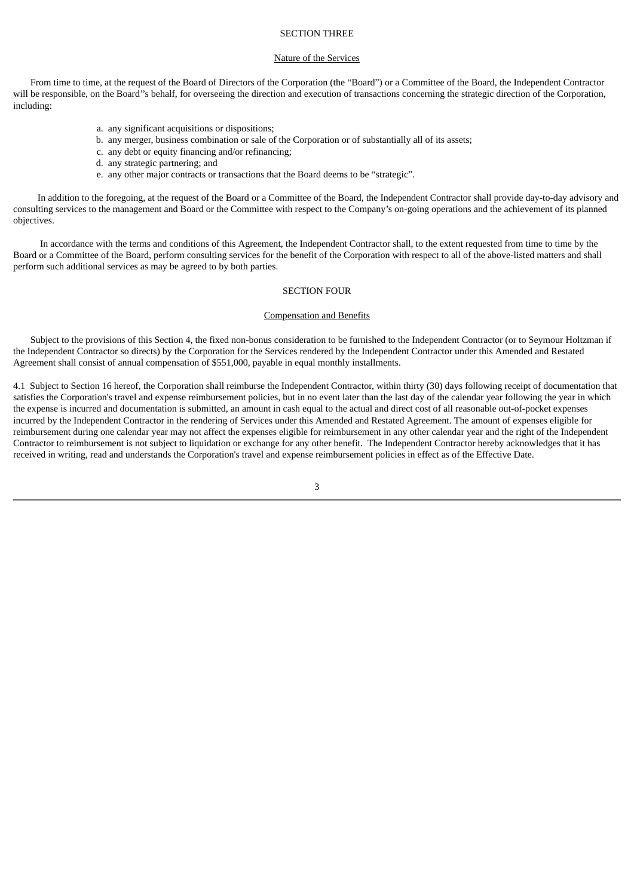SECTION THREE

Nature of the Services

From time to time, at the request of the Board of Directors of the Corporation (the "Board") or a Committee of the Board, the Independent Contractor will be responsible, on the Board''s behalf, for overseeing the direction and execution of transactions concerning the strategic direction of the Corporation, including:

a. any significant acquisitions or dispositions;
b. any merger, business combination or sale of the Corporation or of substantially all of its assets;
c. any debt or equity financing and/or refinancing;
d. any strategic partnering; and
e. any other major contracts or transactions that the Board deems to be "strategic".

In addition to the foregoing, at the request of the Board or a Committee of the Board, the Independent Contractor shall provide day-to-day advisory and consulting services to the management and Board or the Committee with respect to the Company's on-going operations and the achievement of its planned objectives.

In accordance with the terms and conditions of this Agreement, the Independent Contractor shall, to the extent requested from time to time by the Board or a Committee of the Board, perform consulting services for the benefit of the Corporation with respect to all of the above-listed matters and shall perform such additional services as may be agreed to by both parties.

SECTION FOUR

Compensation and Benefits

Subject to the provisions of this Section 4, the fixed non-bonus consideration to be furnished to the Independent Contractor (or to Seymour Holtzman if the Independent Contractor so directs) by the Corporation for the Services rendered by the Independent Contractor under this Amended and Restated Agreement shall consist of annual compensation of $551,000, payable in equal monthly installments.

4.1 Subject to Section 16 hereof, the Corporation shall reimburse the Independent Contractor, within thirty (30) days following receipt of documentation that satisfies the Corporation's travel and expense reimbursement policies, but in no event later than the last day of the calendar year following the year in which the expense is incurred and documentation is submitted, an amount in cash equal to the actual and direct cost of all reasonable out-of-pocket expenses incurred by the Independent Contractor in the rendering of Services under this Amended and Restated Agreement. The amount of expenses eligible for reimbursement during one calendar year may not affect the expenses eligible for reimbursement in any other calendar year and the right of the Independent Contractor to reimbursement is not subject to liquidation or exchange for any other benefit. The Independent Contractor hereby acknowledges that it has received in writing, read and understands the Corporation's travel and expense reimbursement policies in effect as of the Effective Date.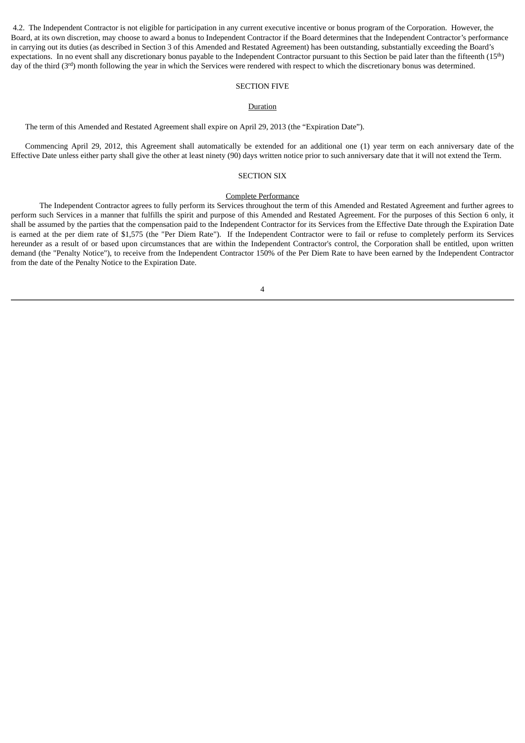4.2. The Independent Contractor is not eligible for participation in any current executive incentive or bonus program of the Corporation. However, the Board, at its own discretion, may choose to award a bonus to Independent Contractor if the Board determines that the Independent Contractor's performance in carrying out its duties (as described in Section 3 of this Amended and Restated Agreement) has been outstanding, substantially exceeding the Board's expectations. In no event shall any discretionary bonus payable to the Independent Contractor pursuant to this Section be paid later than the fifteenth (15th) day of the third (3rd) month following the year in which the Services were rendered with respect to which the discretionary bonus was determined.

SECTION FIVE

Duration

The term of this Amended and Restated Agreement shall expire on April 29, 2013 (the "Expiration Date").

Commencing April 29, 2012, this Agreement shall automatically be extended for an additional one (1) year term on each anniversary date of the Effective Date unless either party shall give the other at least ninety (90) days written notice prior to such anniversary date that it will not extend the Term.

SECTION SIX

Complete Performance

The Independent Contractor agrees to fully perform its Services throughout the term of this Amended and Restated Agreement and further agrees to perform such Services in a manner that fulfills the spirit and purpose of this Amended and Restated Agreement. For the purposes of this Section 6 only, it shall be assumed by the parties that the compensation paid to the Independent Contractor for its Services from the Effective Date through the Expiration Date is earned at the per diem rate of $1,575 (the "Per Diem Rate"). If the Independent Contractor were to fail or refuse to completely perform its Services hereunder as a result of or based upon circumstances that are within the Independent Contractor's control, the Corporation shall be entitled, upon written demand (the "Penalty Notice"), to receive from the Independent Contractor 150% of the Per Diem Rate to have been earned by the Independent Contractor from the date of the Penalty Notice to the Expiration Date.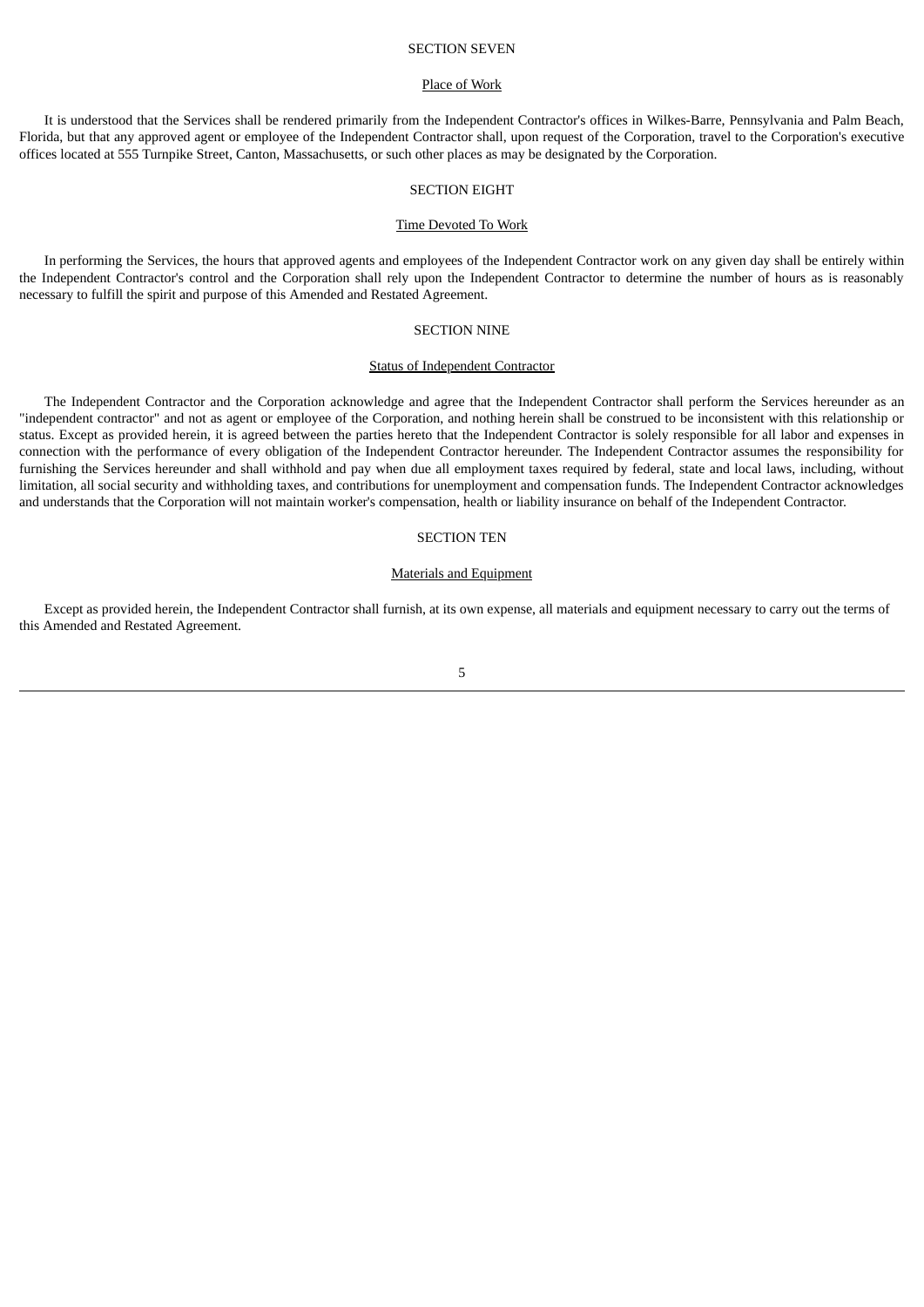## SECTION SEVEN

### Place of Work

It is understood that the Services shall be rendered primarily from the Independent Contractor's offices in Wilkes-Barre, Pennsylvania and Palm Beach, Florida, but that any approved agent or employee of the Independent Contractor shall, upon request of the Corporation, travel to the Corporation's executive offices located at 555 Turnpike Street, Canton, Massachusetts, or such other places as may be designated by the Corporation.

## SECTION EIGHT

### Time Devoted To Work

In performing the Services, the hours that approved agents and employees of the Independent Contractor work on any given day shall be entirely within the Independent Contractor's control and the Corporation shall rely upon the Independent Contractor to determine the number of hours as is reasonably necessary to fulfill the spirit and purpose of this Amended and Restated Agreement.

## SECTION NINE

### Status of Independent Contractor

The Independent Contractor and the Corporation acknowledge and agree that the Independent Contractor shall perform the Services hereunder as an "independent contractor" and not as agent or employee of the Corporation, and nothing herein shall be construed to be inconsistent with this relationship or status. Except as provided herein, it is agreed between the parties hereto that the Independent Contractor is solely responsible for all labor and expenses in connection with the performance of every obligation of the Independent Contractor hereunder. The Independent Contractor assumes the responsibility for furnishing the Services hereunder and shall withhold and pay when due all employment taxes required by federal, state and local laws, including, without limitation, all social security and withholding taxes, and contributions for unemployment and compensation funds. The Independent Contractor acknowledges and understands that the Corporation will not maintain worker's compensation, health or liability insurance on behalf of the Independent Contractor.

## SECTION TEN

### Materials and Equipment

Except as provided herein, the Independent Contractor shall furnish, at its own expense, all materials and equipment necessary to carry out the terms of this Amended and Restated Agreement.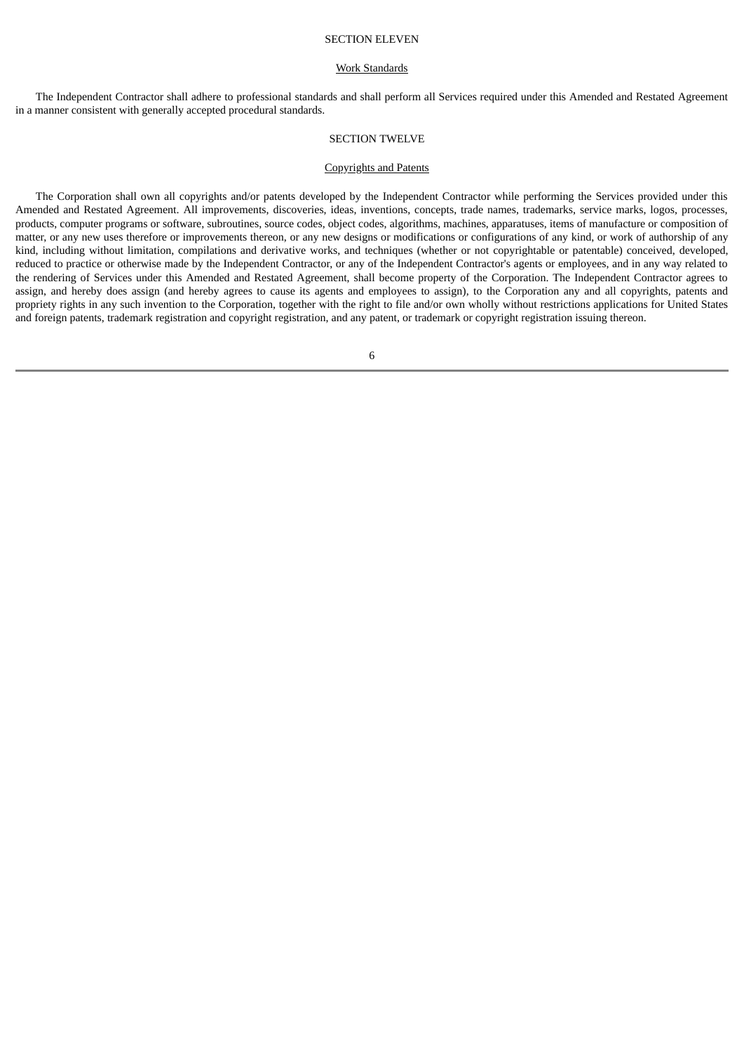## SECTION ELEVEN

### Work Standards

The Independent Contractor shall adhere to professional standards and shall perform all Services required under this Amended and Restated Agreement in a manner consistent with generally accepted procedural standards.

## SECTION TWELVE

### Copyrights and Patents

The Corporation shall own all copyrights and/or patents developed by the Independent Contractor while performing the Services provided under this Amended and Restated Agreement. All improvements, discoveries, ideas, inventions, concepts, trade names, trademarks, service marks, logos, processes, products, computer programs or software, subroutines, source codes, object codes, algorithms, machines, apparatuses, items of manufacture or composition of matter, or any new uses therefore or improvements thereon, or any new designs or modifications or configurations of any kind, or work of authorship of any kind, including without limitation, compilations and derivative works, and techniques (whether or not copyrightable or patentable) conceived, developed, reduced to practice or otherwise made by the Independent Contractor, or any of the Independent Contractor's agents or employees, and in any way related to the rendering of Services under this Amended and Restated Agreement, shall become property of the Corporation. The Independent Contractor agrees to assign, and hereby does assign (and hereby agrees to cause its agents and employees to assign), to the Corporation any and all copyrights, patents and propriety rights in any such invention to the Corporation, together with the right to file and/or own wholly without restrictions applications for United States and foreign patents, trademark registration and copyright registration, and any patent, or trademark or copyright registration issuing thereon.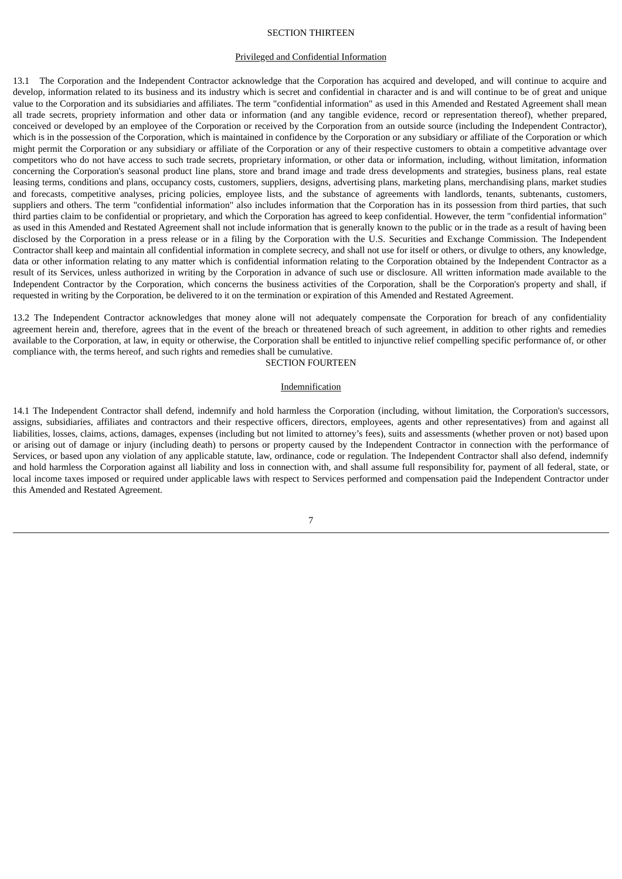## SECTION THIRTEEN

### Privileged and Confidential Information

13.1 The Corporation and the Independent Contractor acknowledge that the Corporation has acquired and developed, and will continue to acquire and develop, information related to its business and its industry which is secret and confidential in character and is and will continue to be of great and unique value to the Corporation and its subsidiaries and affiliates. The term "confidential information" as used in this Amended and Restated Agreement shall mean all trade secrets, propriety information and other data or information (and any tangible evidence, record or representation thereof), whether prepared, conceived or developed by an employee of the Corporation or received by the Corporation from an outside source (including the Independent Contractor), which is in the possession of the Corporation, which is maintained in confidence by the Corporation or any subsidiary or affiliate of the Corporation or which might permit the Corporation or any subsidiary or affiliate of the Corporation or any of their respective customers to obtain a competitive advantage over competitors who do not have access to such trade secrets, proprietary information, or other data or information, including, without limitation, information concerning the Corporation's seasonal product line plans, store and brand image and trade dress developments and strategies, business plans, real estate leasing terms, conditions and plans, occupancy costs, customers, suppliers, designs, advertising plans, marketing plans, merchandising plans, market studies and forecasts, competitive analyses, pricing policies, employee lists, and the substance of agreements with landlords, tenants, subtenants, customers, suppliers and others. The term "confidential information" also includes information that the Corporation has in its possession from third parties, that such third parties claim to be confidential or proprietary, and which the Corporation has agreed to keep confidential. However, the term "confidential information" as used in this Amended and Restated Agreement shall not include information that is generally known to the public or in the trade as a result of having been disclosed by the Corporation in a press release or in a filing by the Corporation with the U.S. Securities and Exchange Commission. The Independent Contractor shall keep and maintain all confidential information in complete secrecy, and shall not use for itself or others, or divulge to others, any knowledge, data or other information relating to any matter which is confidential information relating to the Corporation obtained by the Independent Contractor as a result of its Services, unless authorized in writing by the Corporation in advance of such use or disclosure. All written information made available to the Independent Contractor by the Corporation, which concerns the business activities of the Corporation, shall be the Corporation's property and shall, if requested in writing by the Corporation, be delivered to it on the termination or expiration of this Amended and Restated Agreement.

13.2 The Independent Contractor acknowledges that money alone will not adequately compensate the Corporation for breach of any confidentiality agreement herein and, therefore, agrees that in the event of the breach or threatened breach of such agreement, in addition to other rights and remedies available to the Corporation, at law, in equity or otherwise, the Corporation shall be entitled to injunctive relief compelling specific performance of, or other compliance with, the terms hereof, and such rights and remedies shall be cumulative.

## SECTION FOURTEEN

### Indemnification

14.1 The Independent Contractor shall defend, indemnify and hold harmless the Corporation (including, without limitation, the Corporation's successors, assigns, subsidiaries, affiliates and contractors and their respective officers, directors, employees, agents and other representatives) from and against all liabilities, losses, claims, actions, damages, expenses (including but not limited to attorney's fees), suits and assessments (whether proven or not) based upon or arising out of damage or injury (including death) to persons or property caused by the Independent Contractor in connection with the performance of Services, or based upon any violation of any applicable statute, law, ordinance, code or regulation. The Independent Contractor shall also defend, indemnify and hold harmless the Corporation against all liability and loss in connection with, and shall assume full responsibility for, payment of all federal, state, or local income taxes imposed or required under applicable laws with respect to Services performed and compensation paid the Independent Contractor under this Amended and Restated Agreement.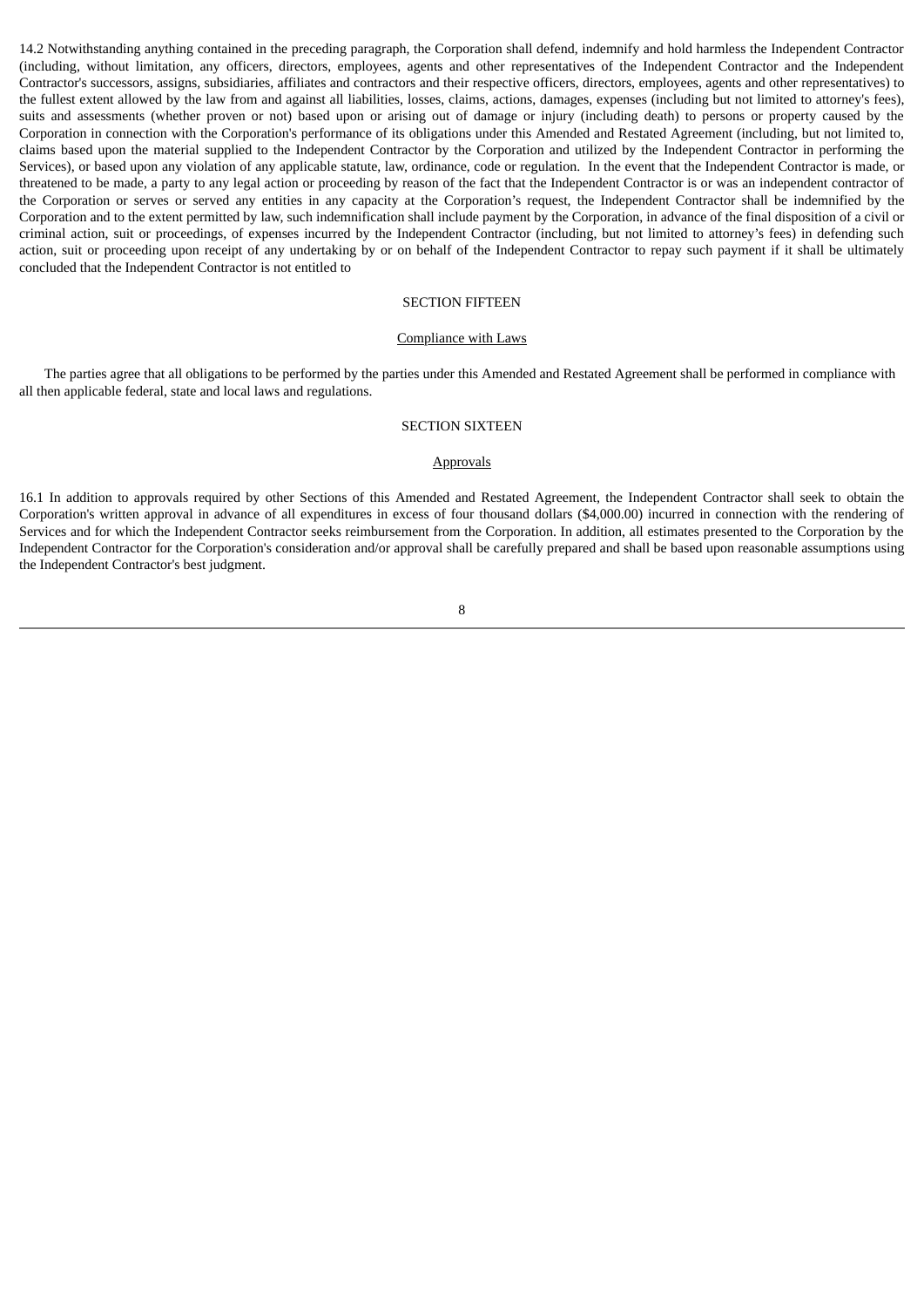14.2 Notwithstanding anything contained in the preceding paragraph, the Corporation shall defend, indemnify and hold harmless the Independent Contractor (including, without limitation, any officers, directors, employees, agents and other representatives of the Independent Contractor and the Independent Contractor's successors, assigns, subsidiaries, affiliates and contractors and their respective officers, directors, employees, agents and other representatives) to the fullest extent allowed by the law from and against all liabilities, losses, claims, actions, damages, expenses (including but not limited to attorney's fees), suits and assessments (whether proven or not) based upon or arising out of damage or injury (including death) to persons or property caused by the Corporation in connection with the Corporation's performance of its obligations under this Amended and Restated Agreement (including, but not limited to, claims based upon the material supplied to the Independent Contractor by the Corporation and utilized by the Independent Contractor in performing the Services), or based upon any violation of any applicable statute, law, ordinance, code or regulation. In the event that the Independent Contractor is made, or threatened to be made, a party to any legal action or proceeding by reason of the fact that the Independent Contractor is or was an independent contractor of the Corporation or serves or served any entities in any capacity at the Corporation's request, the Independent Contractor shall be indemnified by the Corporation and to the extent permitted by law, such indemnification shall include payment by the Corporation, in advance of the final disposition of a civil or criminal action, suit or proceedings, of expenses incurred by the Independent Contractor (including, but not limited to attorney's fees) in defending such action, suit or proceeding upon receipt of any undertaking by or on behalf of the Independent Contractor to repay such payment if it shall be ultimately concluded that the Independent Contractor is not entitled to

SECTION FIFTEEN

Compliance with Laws

The parties agree that all obligations to be performed by the parties under this Amended and Restated Agreement shall be performed in compliance with all then applicable federal, state and local laws and regulations.

SECTION SIXTEEN

Approvals

16.1 In addition to approvals required by other Sections of this Amended and Restated Agreement, the Independent Contractor shall seek to obtain the Corporation's written approval in advance of all expenditures in excess of four thousand dollars ($4,000.00) incurred in connection with the rendering of Services and for which the Independent Contractor seeks reimbursement from the Corporation. In addition, all estimates presented to the Corporation by the Independent Contractor for the Corporation's consideration and/or approval shall be carefully prepared and shall be based upon reasonable assumptions using the Independent Contractor's best judgment.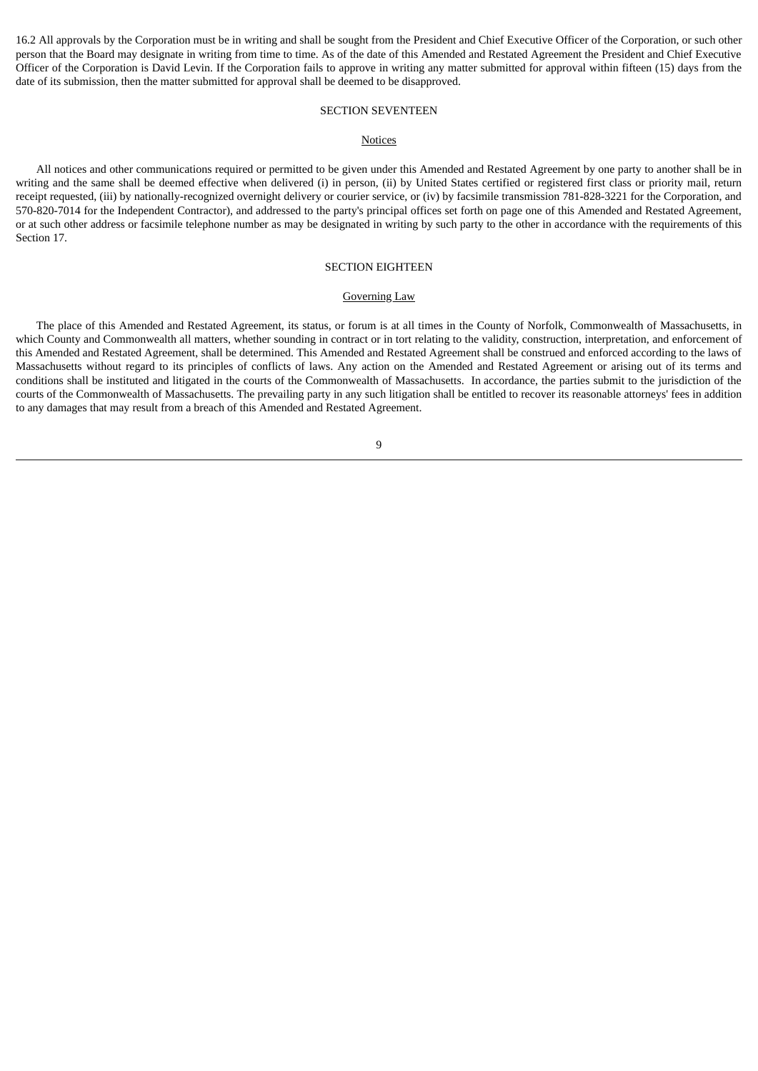16.2 All approvals by the Corporation must be in writing and shall be sought from the President and Chief Executive Officer of the Corporation, or such other person that the Board may designate in writing from time to time. As of the date of this Amended and Restated Agreement the President and Chief Executive Officer of the Corporation is David Levin. If the Corporation fails to approve in writing any matter submitted for approval within fifteen (15) days from the date of its submission, then the matter submitted for approval shall be deemed to be disapproved.

SECTION SEVENTEEN

Notices

All notices and other communications required or permitted to be given under this Amended and Restated Agreement by one party to another shall be in writing and the same shall be deemed effective when delivered (i) in person, (ii) by United States certified or registered first class or priority mail, return receipt requested, (iii) by nationally-recognized overnight delivery or courier service, or (iv) by facsimile transmission 781-828-3221 for the Corporation, and 570-820-7014 for the Independent Contractor), and addressed to the party's principal offices set forth on page one of this Amended and Restated Agreement, or at such other address or facsimile telephone number as may be designated in writing by such party to the other in accordance with the requirements of this Section 17.

SECTION EIGHTEEN

Governing Law

The place of this Amended and Restated Agreement, its status, or forum is at all times in the County of Norfolk, Commonwealth of Massachusetts, in which County and Commonwealth all matters, whether sounding in contract or in tort relating to the validity, construction, interpretation, and enforcement of this Amended and Restated Agreement, shall be determined. This Amended and Restated Agreement shall be construed and enforced according to the laws of Massachusetts without regard to its principles of conflicts of laws. Any action on the Amended and Restated Agreement or arising out of its terms and conditions shall be instituted and litigated in the courts of the Commonwealth of Massachusetts. In accordance, the parties submit to the jurisdiction of the courts of the Commonwealth of Massachusetts. The prevailing party in any such litigation shall be entitled to recover its reasonable attorneys' fees in addition to any damages that may result from a breach of this Amended and Restated Agreement.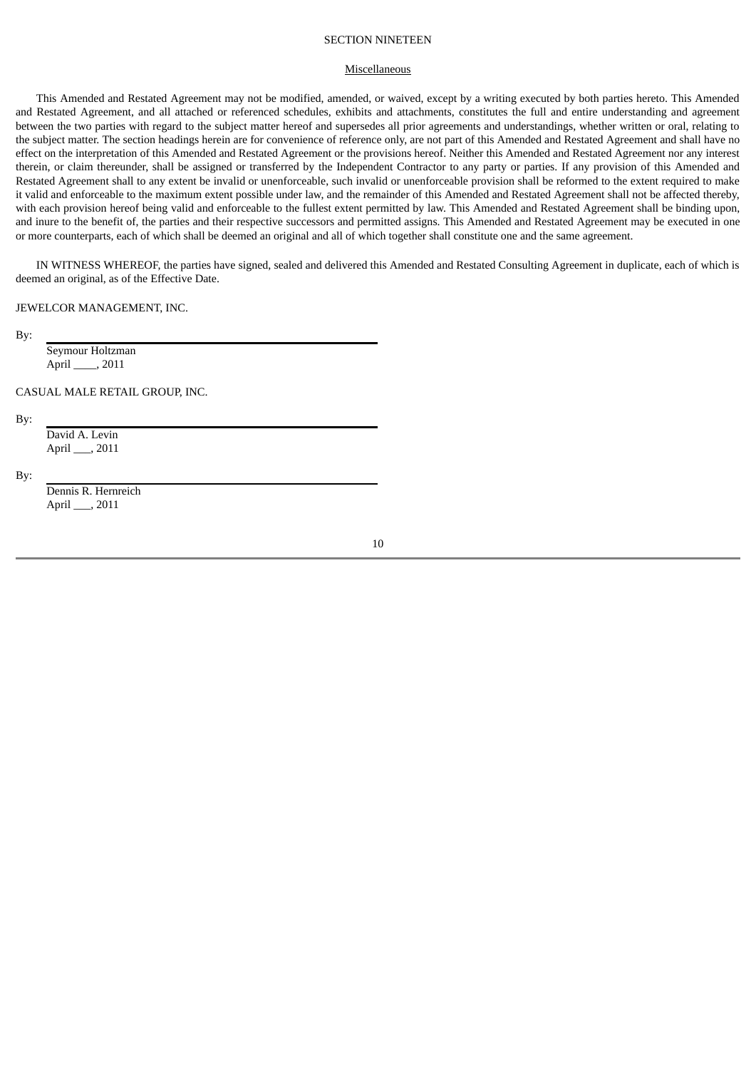## SECTION NINETEEN

Miscellaneous

This Amended and Restated Agreement may not be modified, amended, or waived, except by a writing executed by both parties hereto. This Amended and Restated Agreement, and all attached or referenced schedules, exhibits and attachments, constitutes the full and entire understanding and agreement between the two parties with regard to the subject matter hereof and supersedes all prior agreements and understandings, whether written or oral, relating to the subject matter. The section headings herein are for convenience of reference only, are not part of this Amended and Restated Agreement and shall have no effect on the interpretation of this Amended and Restated Agreement or the provisions hereof. Neither this Amended and Restated Agreement nor any interest therein, or claim thereunder, shall be assigned or transferred by the Independent Contractor to any party or parties. If any provision of this Amended and Restated Agreement shall to any extent be invalid or unenforceable, such invalid or unenforceable provision shall be reformed to the extent required to make it valid and enforceable to the maximum extent possible under law, and the remainder of this Amended and Restated Agreement shall not be affected thereby, with each provision hereof being valid and enforceable to the fullest extent permitted by law. This Amended and Restated Agreement shall be binding upon, and inure to the benefit of, the parties and their respective successors and permitted assigns. This Amended and Restated Agreement may be executed in one or more counterparts, each of which shall be deemed an original and all of which together shall constitute one and the same agreement.

IN WITNESS WHEREOF, the parties have signed, sealed and delivered this Amended and Restated Consulting Agreement in duplicate, each of which is deemed an original, as of the Effective Date.

JEWELCOR MANAGEMENT, INC.

By: \_\_\_\_\_\_\_\_\_\_\_\_\_\_\_\_\_\_\_\_\_\_\_\_\_\_\_\_\_\_\_\_\_\_\_\_
Seymour Holtzman
April \_\_\_\_, 2011

CASUAL MALE RETAIL GROUP, INC.

By: \_\_\_\_\_\_\_\_\_\_\_\_\_\_\_\_\_\_\_\_\_\_\_\_\_\_\_\_\_\_\_\_\_\_\_\_
David A. Levin
April \_\_\_, 2011

By: \_\_\_\_\_\_\_\_\_\_\_\_\_\_\_\_\_\_\_\_\_\_\_\_\_\_\_\_\_\_\_\_\_\_\_\_
Dennis R. Hernreich
April \_\_\_, 2011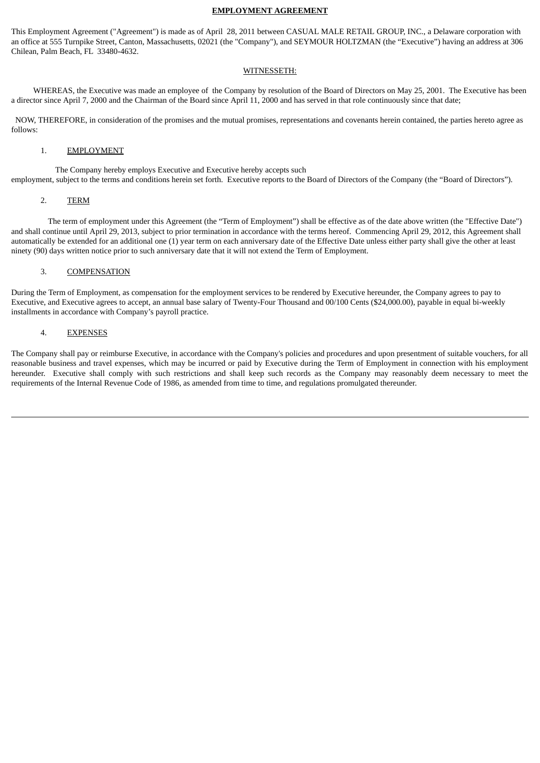**EMPLOYMENT AGREEMENT**

This Employment Agreement ("Agreement") is made as of April 28, 2011 between CASUAL MALE RETAIL GROUP, INC., a Delaware corporation with an office at 555 Turnpike Street, Canton, Massachusetts, 02021 (the "Company"), and SEYMOUR HOLTZMAN (the "Executive") having an address at 306 Chilean, Palm Beach, FL 33480-4632.

WITNESSETH:

WHEREAS, the Executive was made an employee of the Company by resolution of the Board of Directors on May 25, 2001. The Executive has been a director since April 7, 2000 and the Chairman of the Board since April 11, 2000 and has served in that role continuously since that date;

NOW, THEREFORE, in consideration of the promises and the mutual promises, representations and covenants herein contained, the parties hereto agree as follows:

1. EMPLOYMENT

The Company hereby employs Executive and Executive hereby accepts such employment, subject to the terms and conditions herein set forth. Executive reports to the Board of Directors of the Company (the "Board of Directors").

2. TERM

The term of employment under this Agreement (the "Term of Employment") shall be effective as of the date above written (the "Effective Date") and shall continue until April 29, 2013, subject to prior termination in accordance with the terms hereof. Commencing April 29, 2012, this Agreement shall automatically be extended for an additional one (1) year term on each anniversary date of the Effective Date unless either party shall give the other at least ninety (90) days written notice prior to such anniversary date that it will not extend the Term of Employment.

3. COMPENSATION

During the Term of Employment, as compensation for the employment services to be rendered by Executive hereunder, the Company agrees to pay to Executive, and Executive agrees to accept, an annual base salary of Twenty-Four Thousand and 00/100 Cents ($24,000.00), payable in equal bi-weekly installments in accordance with Company's payroll practice.

4. EXPENSES

The Company shall pay or reimburse Executive, in accordance with the Company's policies and procedures and upon presentment of suitable vouchers, for all reasonable business and travel expenses, which may be incurred or paid by Executive during the Term of Employment in connection with his employment hereunder. Executive shall comply with such restrictions and shall keep such records as the Company may reasonably deem necessary to meet the requirements of the Internal Revenue Code of 1986, as amended from time to time, and regulations promulgated thereunder.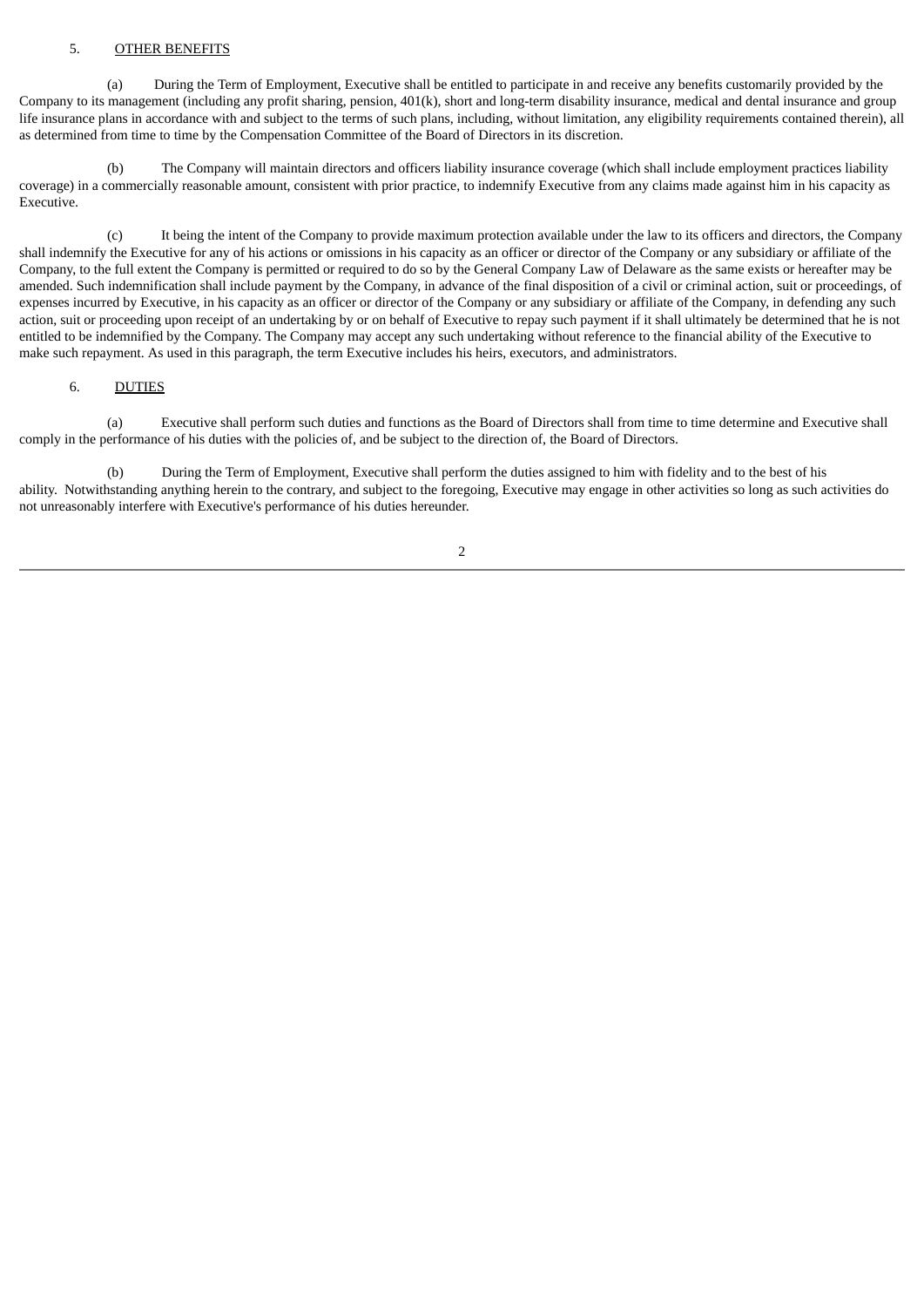5. <u>OTHER BENEFITS</u>

(a) During the Term of Employment, Executive shall be entitled to participate in and receive any benefits customarily provided by the Company to its management (including any profit sharing, pension, 401(k), short and long-term disability insurance, medical and dental insurance and group life insurance plans in accordance with and subject to the terms of such plans, including, without limitation, any eligibility requirements contained therein), all as determined from time to time by the Compensation Committee of the Board of Directors in its discretion.

(b) The Company will maintain directors and officers liability insurance coverage (which shall include employment practices liability coverage) in a commercially reasonable amount, consistent with prior practice, to indemnify Executive from any claims made against him in his capacity as Executive.

(c) It being the intent of the Company to provide maximum protection available under the law to its officers and directors, the Company shall indemnify the Executive for any of his actions or omissions in his capacity as an officer or director of the Company or any subsidiary or affiliate of the Company, to the full extent the Company is permitted or required to do so by the General Company Law of Delaware as the same exists or hereafter may be amended. Such indemnification shall include payment by the Company, in advance of the final disposition of a civil or criminal action, suit or proceedings, of expenses incurred by Executive, in his capacity as an officer or director of the Company or any subsidiary or affiliate of the Company, in defending any such action, suit or proceeding upon receipt of an undertaking by or on behalf of Executive to repay such payment if it shall ultimately be determined that he is not entitled to be indemnified by the Company. The Company may accept any such undertaking without reference to the financial ability of the Executive to make such repayment. As used in this paragraph, the term Executive includes his heirs, executors, and administrators.

6. <u>DUTIES</u>

(a) Executive shall perform such duties and functions as the Board of Directors shall from time to time determine and Executive shall comply in the performance of his duties with the policies of, and be subject to the direction of, the Board of Directors.

(b) During the Term of Employment, Executive shall perform the duties assigned to him with fidelity and to the best of his ability. Notwithstanding anything herein to the contrary, and subject to the foregoing, Executive may engage in other activities so long as such activities do not unreasonably interfere with Executive's performance of his duties hereunder.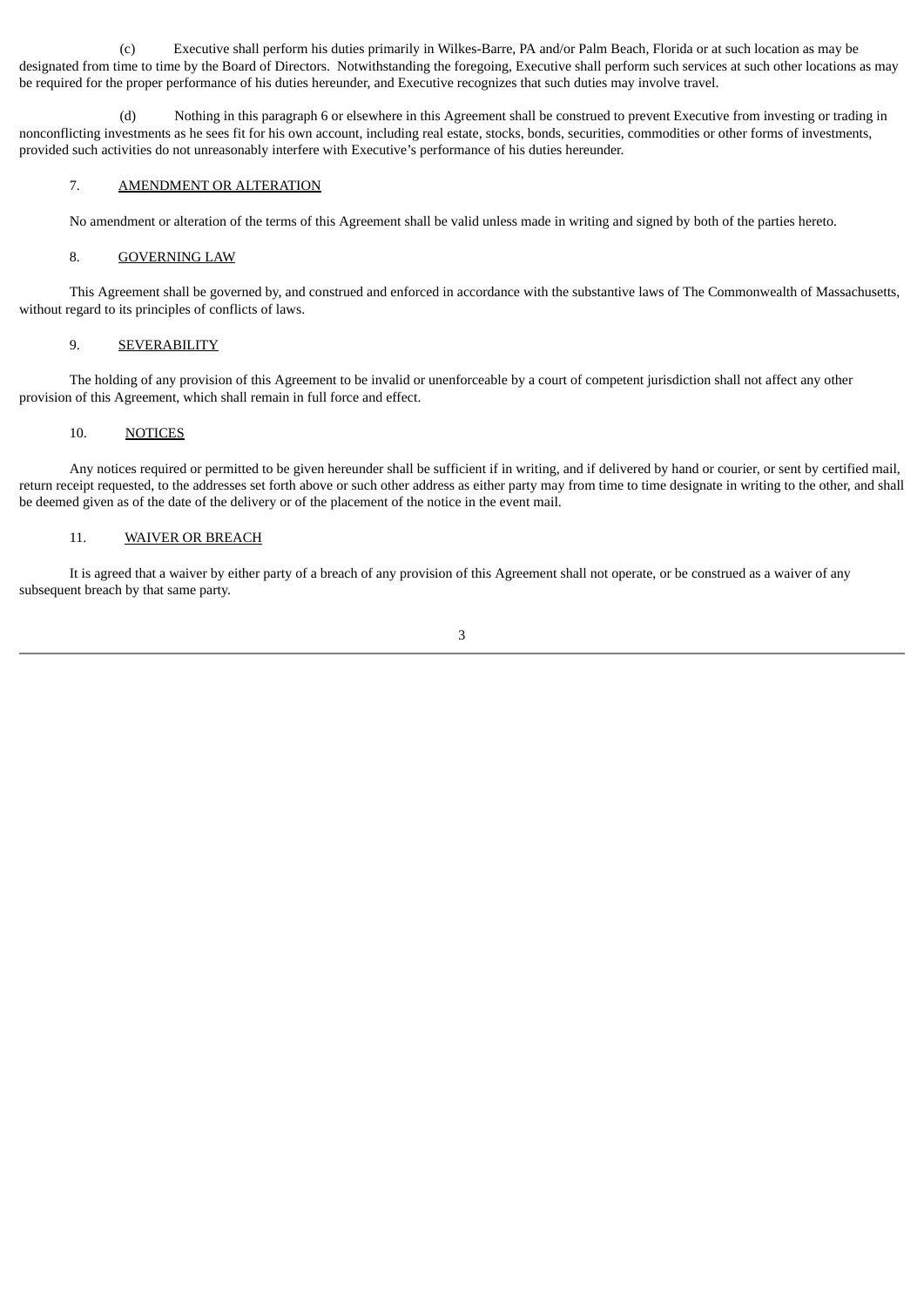(c) Executive shall perform his duties primarily in Wilkes-Barre, PA and/or Palm Beach, Florida or at such location as may be designated from time to time by the Board of Directors. Notwithstanding the foregoing, Executive shall perform such services at such other locations as may be required for the proper performance of his duties hereunder, and Executive recognizes that such duties may involve travel.

(d) Nothing in this paragraph 6 or elsewhere in this Agreement shall be construed to prevent Executive from investing or trading in nonconflicting investments as he sees fit for his own account, including real estate, stocks, bonds, securities, commodities or other forms of investments, provided such activities do not unreasonably interfere with Executive's performance of his duties hereunder.

7. AMENDMENT OR ALTERATION

No amendment or alteration of the terms of this Agreement shall be valid unless made in writing and signed by both of the parties hereto.

8. GOVERNING LAW

This Agreement shall be governed by, and construed and enforced in accordance with the substantive laws of The Commonwealth of Massachusetts, without regard to its principles of conflicts of laws.

9. SEVERABILITY

The holding of any provision of this Agreement to be invalid or unenforceable by a court of competent jurisdiction shall not affect any other provision of this Agreement, which shall remain in full force and effect.

10. NOTICES

Any notices required or permitted to be given hereunder shall be sufficient if in writing, and if delivered by hand or courier, or sent by certified mail, return receipt requested, to the addresses set forth above or such other address as either party may from time to time designate in writing to the other, and shall be deemed given as of the date of the delivery or of the placement of the notice in the event mail.

11. WAIVER OR BREACH

It is agreed that a waiver by either party of a breach of any provision of this Agreement shall not operate, or be construed as a waiver of any subsequent breach by that same party.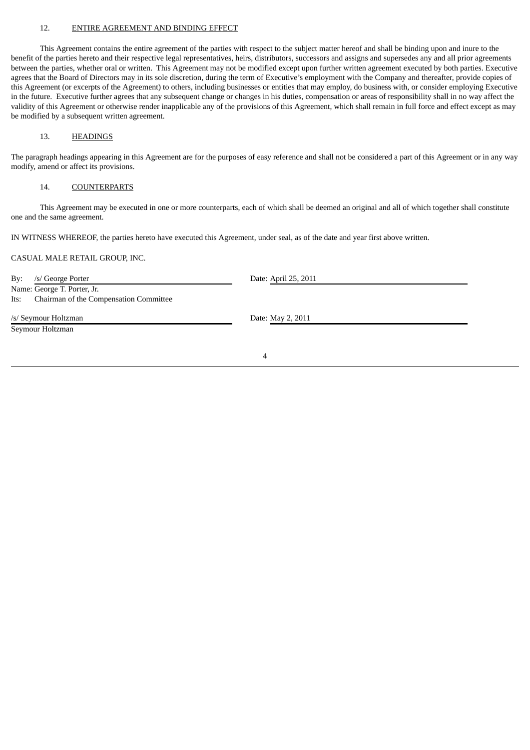### 12. ENTIRE AGREEMENT AND BINDING EFFECT

This Agreement contains the entire agreement of the parties with respect to the subject matter hereof and shall be binding upon and inure to the benefit of the parties hereto and their respective legal representatives, heirs, distributors, successors and assigns and supersedes any and all prior agreements between the parties, whether oral or written. This Agreement may not be modified except upon further written agreement executed by both parties. Executive agrees that the Board of Directors may in its sole discretion, during the term of Executive's employment with the Company and thereafter, provide copies of this Agreement (or excerpts of the Agreement) to others, including businesses or entities that may employ, do business with, or consider employing Executive in the future. Executive further agrees that any subsequent change or changes in his duties, compensation or areas of responsibility shall in no way affect the validity of this Agreement or otherwise render inapplicable any of the provisions of this Agreement, which shall remain in full force and effect except as may be modified by a subsequent written agreement.

### 13. HEADINGS

The paragraph headings appearing in this Agreement are for the purposes of easy reference and shall not be considered a part of this Agreement or in any way modify, amend or affect its provisions.

### 14. COUNTERPARTS

This Agreement may be executed in one or more counterparts, each of which shall be deemed an original and all of which together shall constitute one and the same agreement.

IN WITNESS WHEREOF, the parties hereto have executed this Agreement, under seal, as of the date and year first above written.

CASUAL MALE RETAIL GROUP, INC.

By: /s/ George Porter
Name: George T. Porter, Jr.
Its: Chairman of the Compensation Committee

Date: April 25, 2011

/s/ Seymour Holtzman
Seymour Holtzman

Date: May 2, 2011